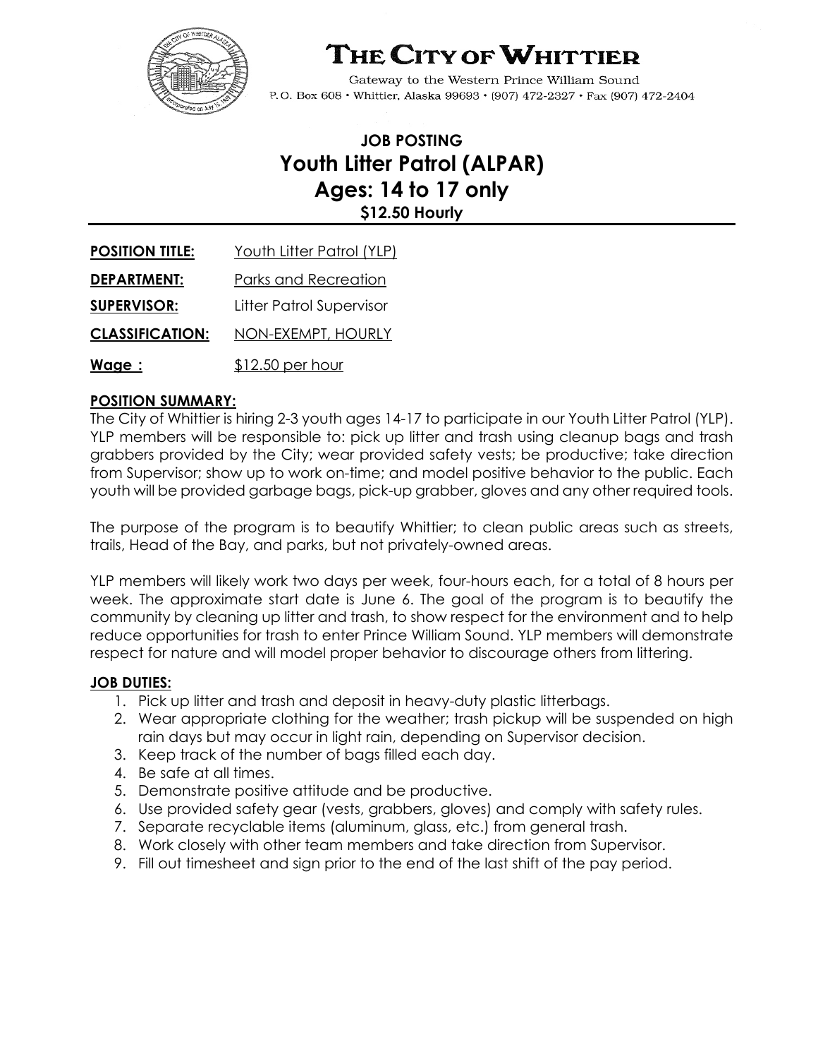# THE CITY OF WHITTIER

Gateway to the Western Prince William Sound
P.O. Box 608 • Whittier, Alaska 99693 • (907) 472-2327 • Fax (907) 472-2404

## JOB POSTING
## Youth Litter Patrol (ALPAR)
## Ages: 14 to 17 only
### $12.50 Hourly

**POSITION TITLE:** Youth Litter Patrol (YLP)

**DEPARTMENT:** Parks and Recreation

**SUPERVISOR:** Litter Patrol Supervisor

**CLASSIFICATION:** NON-EXEMPT, HOURLY

**Wage :** $12.50 per hour

**POSITION SUMMARY:**

The City of Whittier is hiring 2-3 youth ages 14-17 to participate in our Youth Litter Patrol (YLP). YLP members will be responsible to: pick up litter and trash using cleanup bags and trash grabbers provided by the City; wear provided safety vests; be productive; take direction from Supervisor; show up to work on-time; and model positive behavior to the public. Each youth will be provided garbage bags, pick-up grabber, gloves and any other required tools.

The purpose of the program is to beautify Whittier; to clean public areas such as streets, trails, Head of the Bay, and parks, but not privately-owned areas.

YLP members will likely work two days per week, four-hours each, for a total of 8 hours per week. The approximate start date is June 6. The goal of the program is to beautify the community by cleaning up litter and trash, to show respect for the environment and to help reduce opportunities for trash to enter Prince William Sound. YLP members will demonstrate respect for nature and will model proper behavior to discourage others from littering.

**JOB DUTIES:**

1. Pick up litter and trash and deposit in heavy-duty plastic litterbags.
2. Wear appropriate clothing for the weather; trash pickup will be suspended on high rain days but may occur in light rain, depending on Supervisor decision.
3. Keep track of the number of bags filled each day.
4. Be safe at all times.
5. Demonstrate positive attitude and be productive.
6. Use provided safety gear (vests, grabbers, gloves) and comply with safety rules.
7. Separate recyclable items (aluminum, glass, etc.) from general trash.
8. Work closely with other team members and take direction from Supervisor.
9. Fill out timesheet and sign prior to the end of the last shift of the pay period.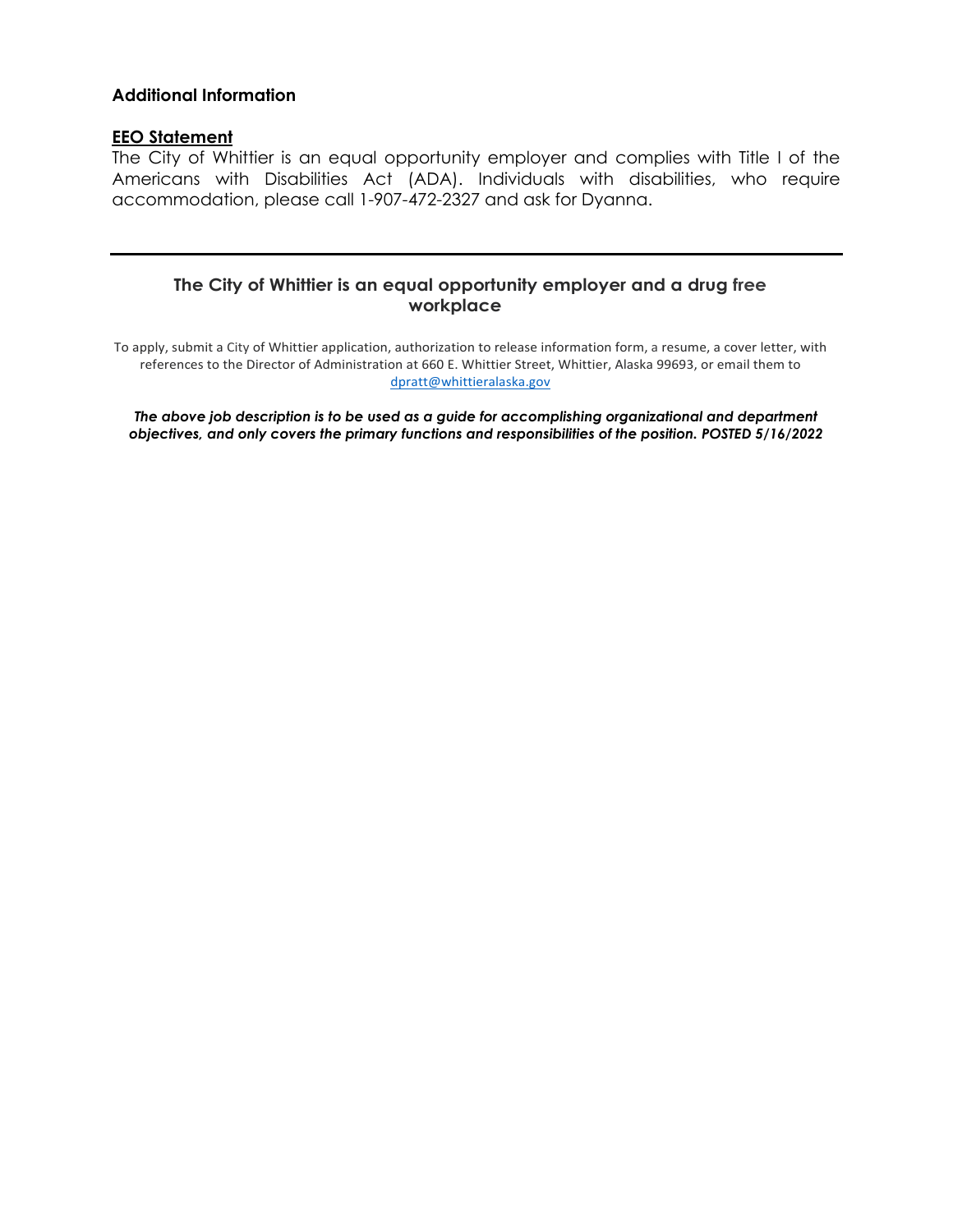### Additional Information

**EEO Statement**

The City of Whittier is an equal opportunity employer and complies with Title I of the Americans with Disabilities Act (ADA). Individuals with disabilities, who require accommodation, please call 1-907-472-2327 and ask for Dyanna.

---

**The City of Whittier is an equal opportunity employer and a drug free workplace**

To apply, submit a City of Whittier application, authorization to release information form, a resume, a cover letter, with references to the Director of Administration at 660 E. Whittier Street, Whittier, Alaska 99693, or email them to dpratt@whittieralaska.gov

***The above job description is to be used as a guide for accomplishing organizational and department objectives, and only covers the primary functions and responsibilities of the position. POSTED 5/16/2022***